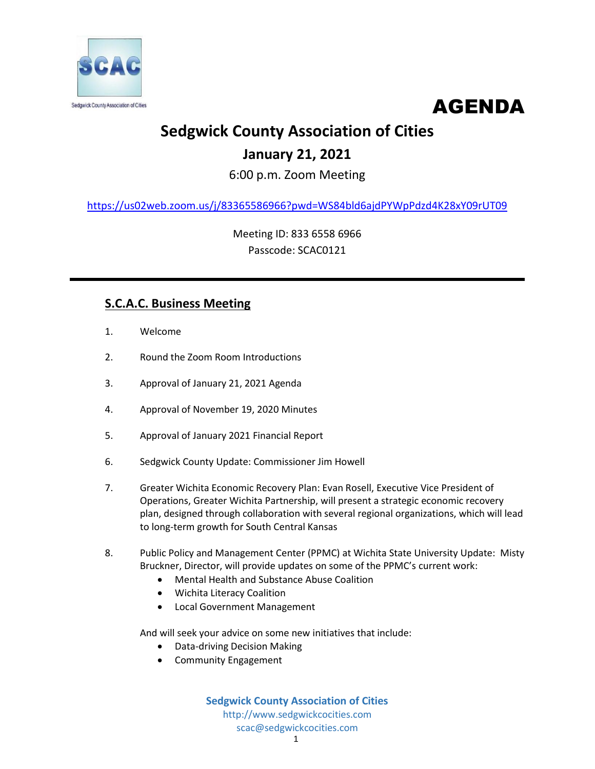SCAC

Sedgwick County Association of Cities

# AGENDA

## Sedgwick County Association of Cities

### January 21, 2021

6:00 p.m. Zoom Meeting

https://us02web.zoom.us/j/83365586966?pwd=WS84bld6ajdPYWpPdzd4K28xY09rUT09

Meeting ID: 833 6558 6966
Passcode: SCAC0121

---

### S.C.A.C. Business Meeting

1. Welcome

2. Round the Zoom Room Introductions

3. Approval of January 21, 2021 Agenda

4. Approval of November 19, 2020 Minutes

5. Approval of January 2021 Financial Report

6. Sedgwick County Update: Commissioner Jim Howell

7. Greater Wichita Economic Recovery Plan: Evan Rosell, Executive Vice President of Operations, Greater Wichita Partnership, will present a strategic economic recovery plan, designed through collaboration with several regional organizations, which will lead to long-term growth for South Central Kansas

8. Public Policy and Management Center (PPMC) at Wichita State University Update: Misty Bruckner, Director, will provide updates on some of the PPMC's current work:
   - Mental Health and Substance Abuse Coalition
   - Wichita Literacy Coalition
   - Local Government Management

   And will seek your advice on some new initiatives that include:
   - Data-driving Decision Making
   - Community Engagement

**Sedgwick County Association of Cities**
http://www.sedgwickcocities.com
scac@sedgwickcocities.com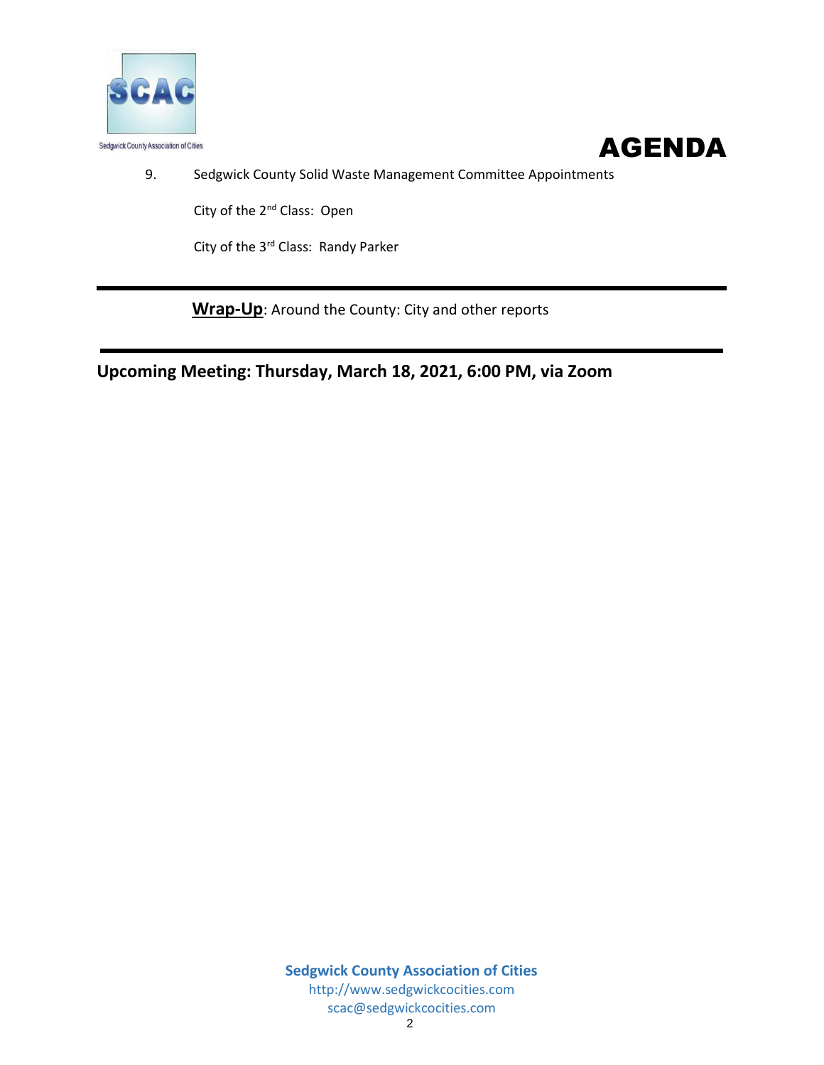# AGENDA

9. Sedgwick County Solid Waste Management Committee Appointments

   City of the 2nd Class: Open

   City of the 3rd Class: Randy Parker

---

**Wrap-Up**: Around the County: City and other reports

---

**Upcoming Meeting: Thursday, March 18, 2021, 6:00 PM, via Zoom**

**Sedgwick County Association of Cities**
http://www.sedgwickcocities.com
scac@sedgwickcocities.com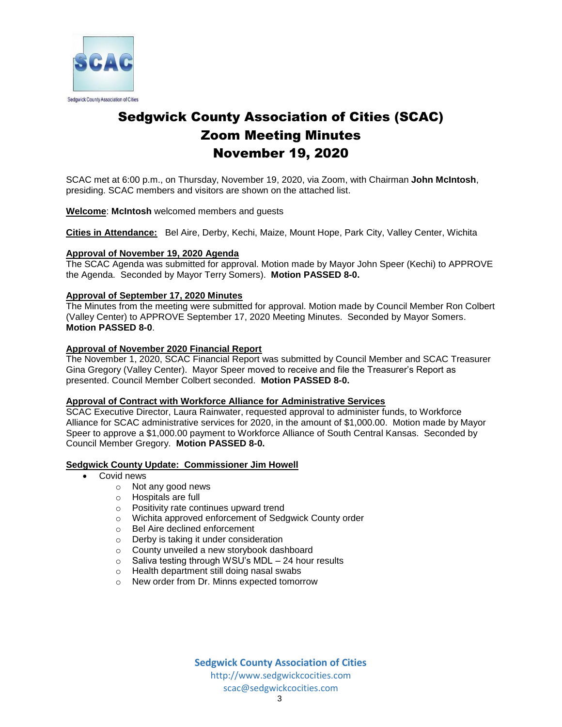# Sedgwick County Association of Cities (SCAC)
# Zoom Meeting Minutes
# November 19, 2020

SCAC met at 6:00 p.m., on Thursday, November 19, 2020, via Zoom, with Chairman **John McIntosh**, presiding. SCAC members and visitors are shown on the attached list.

**Welcome**: **McIntosh** welcomed members and guests

**Cities in Attendance:** Bel Aire, Derby, Kechi, Maize, Mount Hope, Park City, Valley Center, Wichita

**Approval of November 19, 2020 Agenda**

The SCAC Agenda was submitted for approval. Motion made by Mayor John Speer (Kechi) to APPROVE the Agenda. Seconded by Mayor Terry Somers). **Motion PASSED 8-0.**

**Approval of September 17, 2020 Minutes**

The Minutes from the meeting were submitted for approval. Motion made by Council Member Ron Colbert (Valley Center) to APPROVE September 17, 2020 Meeting Minutes. Seconded by Mayor Somers. **Motion PASSED 8-0**.

**Approval of November 2020 Financial Report**

The November 1, 2020, SCAC Financial Report was submitted by Council Member and SCAC Treasurer Gina Gregory (Valley Center). Mayor Speer moved to receive and file the Treasurer's Report as presented. Council Member Colbert seconded. **Motion PASSED 8-0.**

**Approval of Contract with Workforce Alliance for Administrative Services**

SCAC Executive Director, Laura Rainwater, requested approval to administer funds, to Workforce Alliance for SCAC administrative services for 2020, in the amount of $1,000.00. Motion made by Mayor Speer to approve a $1,000.00 payment to Workforce Alliance of South Central Kansas. Seconded by Council Member Gregory. **Motion PASSED 8-0.**

**Sedgwick County Update: Commissioner Jim Howell**

- Covid news
  - Not any good news
  - Hospitals are full
  - Positivity rate continues upward trend
  - Wichita approved enforcement of Sedgwick County order
  - Bel Aire declined enforcement
  - Derby is taking it under consideration
  - County unveiled a new storybook dashboard
  - Saliva testing through WSU's MDL – 24 hour results
  - Health department still doing nasal swabs
  - New order from Dr. Minns expected tomorrow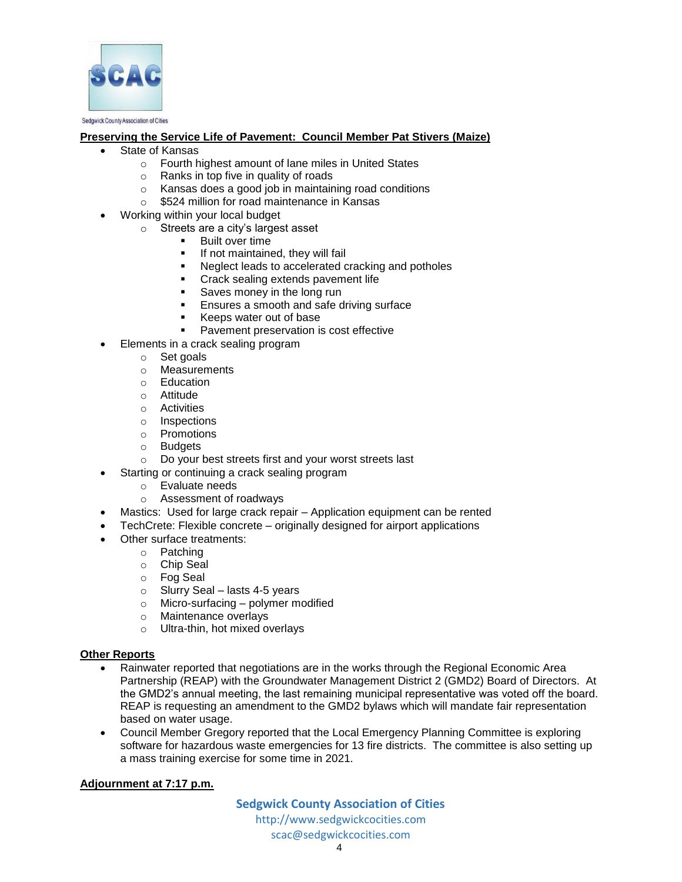**Preserving the Service Life of Pavement: Council Member Pat Stivers (Maize)**

- State of Kansas
  - Fourth highest amount of lane miles in United States
  - Ranks in top five in quality of roads
  - Kansas does a good job in maintaining road conditions
  - $524 million for road maintenance in Kansas
- Working within your local budget
  - Streets are a city's largest asset
    - Built over time
    - If not maintained, they will fail
    - Neglect leads to accelerated cracking and potholes
    - Crack sealing extends pavement life
    - Saves money in the long run
    - Ensures a smooth and safe driving surface
    - Keeps water out of base
    - Pavement preservation is cost effective
- Elements in a crack sealing program
  - Set goals
  - Measurements
  - Education
  - Attitude
  - Activities
  - Inspections
  - Promotions
  - Budgets
  - Do your best streets first and your worst streets last
- Starting or continuing a crack sealing program
  - Evaluate needs
  - Assessment of roadways
- Mastics: Used for large crack repair – Application equipment can be rented
- TechCrete: Flexible concrete – originally designed for airport applications
- Other surface treatments:
  - Patching
  - Chip Seal
  - Fog Seal
  - Slurry Seal – lasts 4-5 years
  - Micro-surfacing – polymer modified
  - Maintenance overlays
  - Ultra-thin, hot mixed overlays

**Other Reports**

- Rainwater reported that negotiations are in the works through the Regional Economic Area Partnership (REAP) with the Groundwater Management District 2 (GMD2) Board of Directors. At the GMD2's annual meeting, the last remaining municipal representative was voted off the board. REAP is requesting an amendment to the GMD2 bylaws which will mandate fair representation based on water usage.
- Council Member Gregory reported that the Local Emergency Planning Committee is exploring software for hazardous waste emergencies for 13 fire districts. The committee is also setting up a mass training exercise for some time in 2021.

**Adjournment at 7:17 p.m.**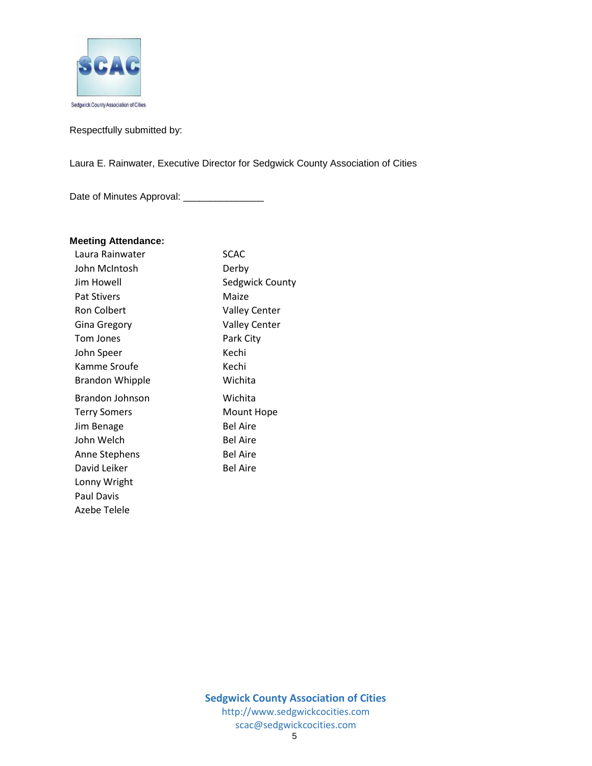Sedgwick County Association of Cities

Respectfully submitted by:

Laura E. Rainwater, Executive Director for Sedgwick County Association of Cities

Date of Minutes Approval: _______________

**Meeting Attendance:**

| | |
|---|---|
| Laura Rainwater | SCAC |
| John McIntosh | Derby |
| Jim Howell | Sedgwick County |
| Pat Stivers | Maize |
| Ron Colbert | Valley Center |
| Gina Gregory | Valley Center |
| Tom Jones | Park City |
| John Speer | Kechi |
| Kamme Sroufe | Kechi |
| Brandon Whipple | Wichita |
| Brandon Johnson | Wichita |
| Terry Somers | Mount Hope |
| Jim Benage | Bel Aire |
| John Welch | Bel Aire |
| Anne Stephens | Bel Aire |
| David Leiker | Bel Aire |
| Lonny Wright | |
| Paul Davis | |
| Azebe Telele | |

**Sedgwick County Association of Cities**
http://www.sedgwickcocities.com
scac@sedgwickcocities.com